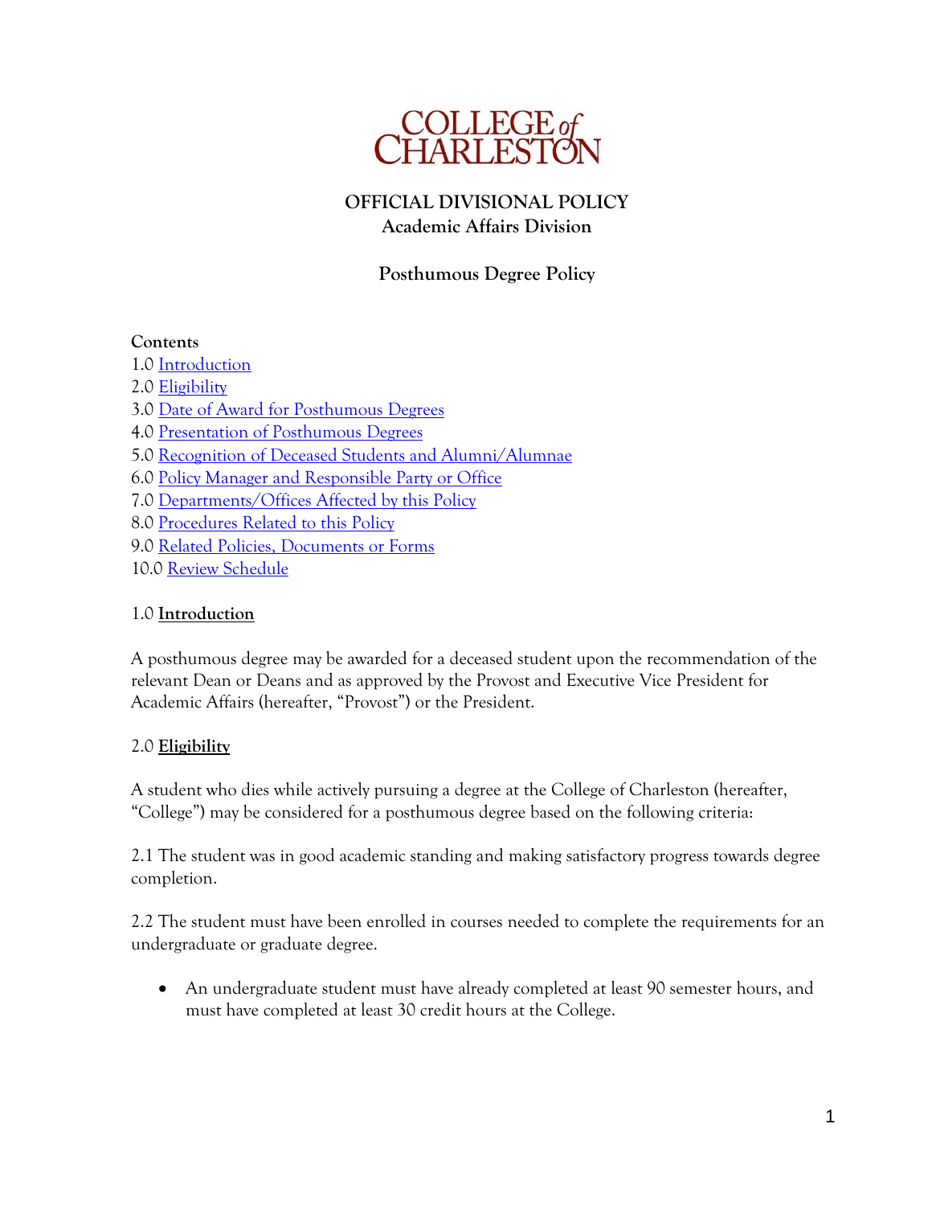COLLEGE of CHARLESTON

**OFFICIAL DIVISIONAL POLICY**
**Academic Affairs Division**

**Posthumous Degree Policy**

**Contents**

1.0 Introduction
2.0 Eligibility
3.0 Date of Award for Posthumous Degrees
4.0 Presentation of Posthumous Degrees
5.0 Recognition of Deceased Students and Alumni/Alumnae
6.0 Policy Manager and Responsible Party or Office
7.0 Departments/Offices Affected by this Policy
8.0 Procedures Related to this Policy
9.0 Related Policies, Documents or Forms
10.0 Review Schedule

## 1.0 Introduction

A posthumous degree may be awarded for a deceased student upon the recommendation of the relevant Dean or Deans and as approved by the Provost and Executive Vice President for Academic Affairs (hereafter, "Provost") or the President.

## 2.0 Eligibility

A student who dies while actively pursuing a degree at the College of Charleston (hereafter, "College") may be considered for a posthumous degree based on the following criteria:

2.1 The student was in good academic standing and making satisfactory progress towards degree completion.

2.2 The student must have been enrolled in courses needed to complete the requirements for an undergraduate or graduate degree.

- An undergraduate student must have already completed at least 90 semester hours, and must have completed at least 30 credit hours at the College.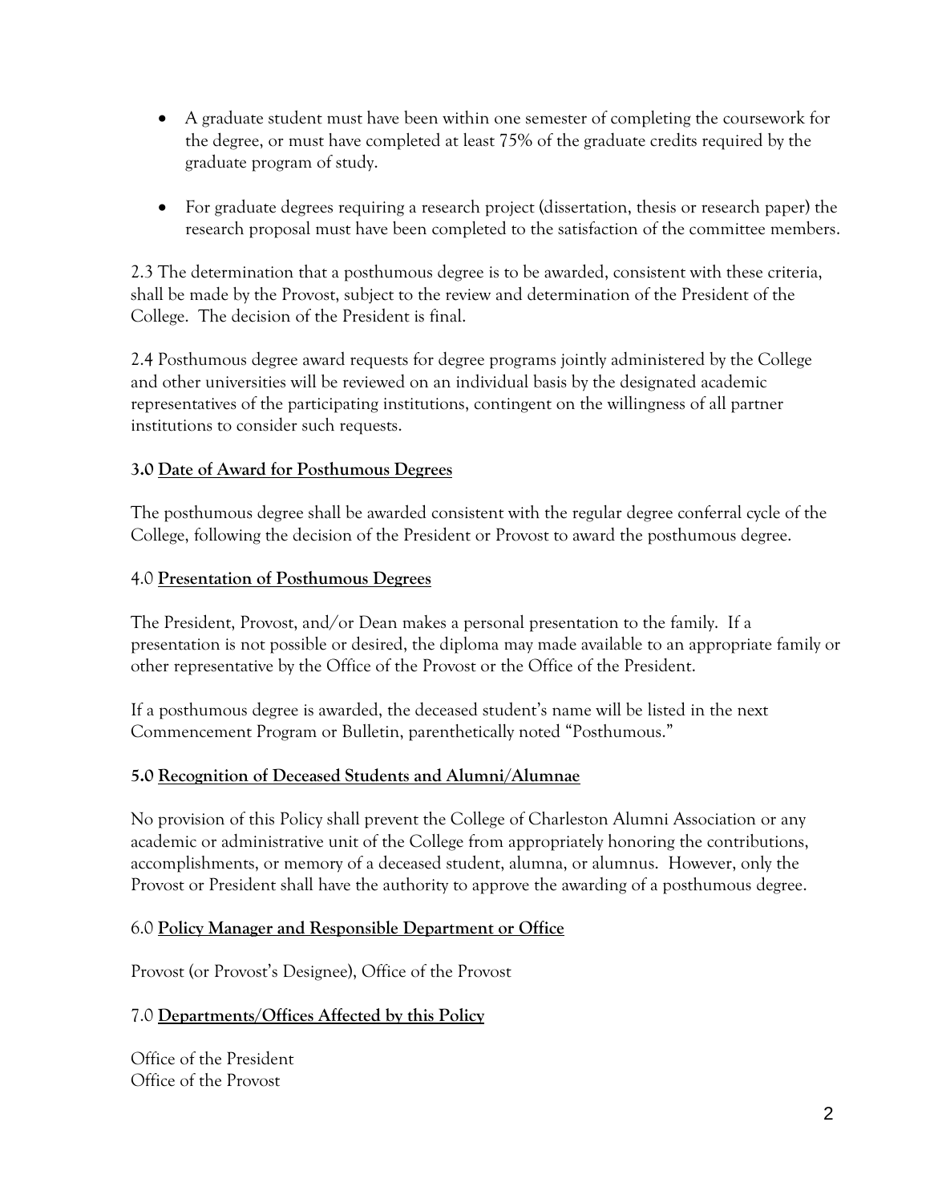- A graduate student must have been within one semester of completing the coursework for the degree, or must have completed at least 75% of the graduate credits required by the graduate program of study.

- For graduate degrees requiring a research project (dissertation, thesis or research paper) the research proposal must have been completed to the satisfaction of the committee members.

2.3 The determination that a posthumous degree is to be awarded, consistent with these criteria, shall be made by the Provost, subject to the review and determination of the President of the College. The decision of the President is final.

2.4 Posthumous degree award requests for degree programs jointly administered by the College and other universities will be reviewed on an individual basis by the designated academic representatives of the participating institutions, contingent on the willingness of all partner institutions to consider such requests.

### 3.0 Date of Award for Posthumous Degrees

The posthumous degree shall be awarded consistent with the regular degree conferral cycle of the College, following the decision of the President or Provost to award the posthumous degree.

### 4.0 Presentation of Posthumous Degrees

The President, Provost, and/or Dean makes a personal presentation to the family. If a presentation is not possible or desired, the diploma may made available to an appropriate family or other representative by the Office of the Provost or the Office of the President.

If a posthumous degree is awarded, the deceased student's name will be listed in the next Commencement Program or Bulletin, parenthetically noted "Posthumous."

### 5.0 Recognition of Deceased Students and Alumni/Alumnae

No provision of this Policy shall prevent the College of Charleston Alumni Association or any academic or administrative unit of the College from appropriately honoring the contributions, accomplishments, or memory of a deceased student, alumna, or alumnus. However, only the Provost or President shall have the authority to approve the awarding of a posthumous degree.

### 6.0 Policy Manager and Responsible Department or Office

Provost (or Provost's Designee), Office of the Provost

### 7.0 Departments/Offices Affected by this Policy

Office of the President
Office of the Provost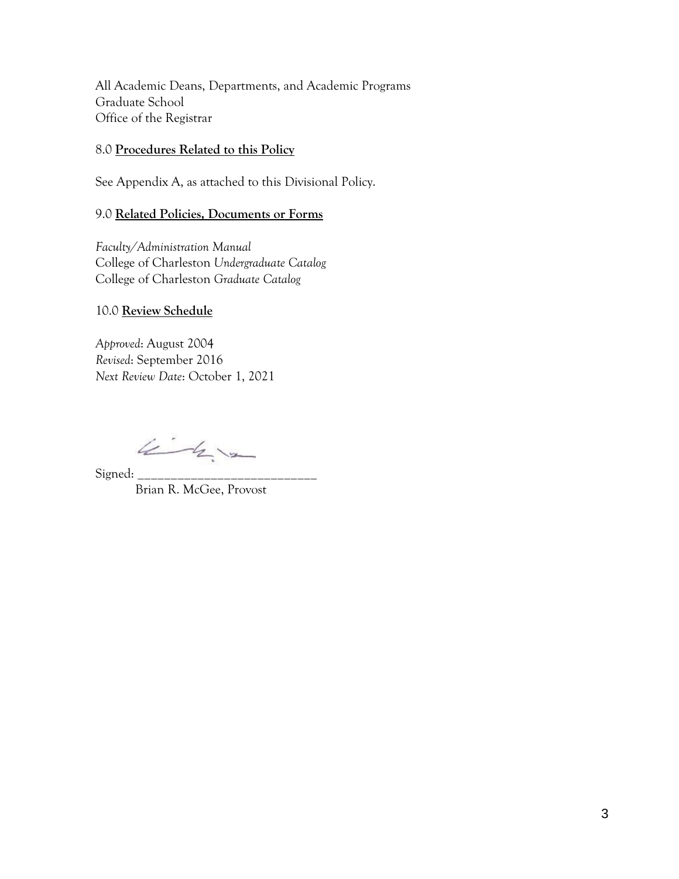All Academic Deans, Departments, and Academic Programs
Graduate School
Office of the Registrar

8.0 **Procedures Related to this Policy**

See Appendix A, as attached to this Divisional Policy.

9.0 **Related Policies, Documents or Forms**

*Faculty/Administration Manual*
College of Charleston *Undergraduate Catalog*
College of Charleston *Graduate Catalog*

10.0 **Review Schedule**

*Approved*: August 2004
*Revised*: September 2016
*Next Review Date*: October 1, 2021

Signed: ____________________________
Brian R. McGee, Provost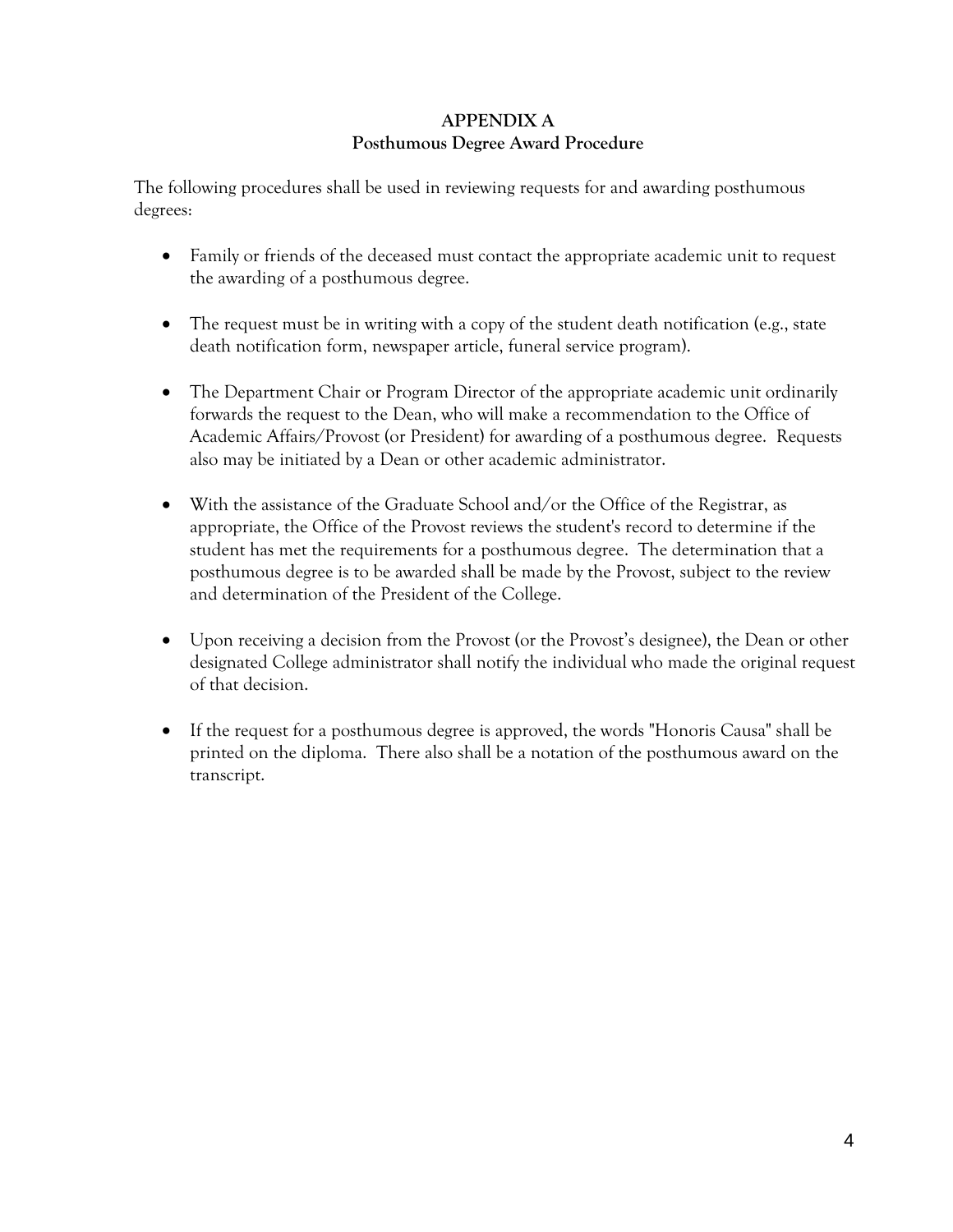## APPENDIX A
## Posthumous Degree Award Procedure

The following procedures shall be used in reviewing requests for and awarding posthumous degrees:

- Family or friends of the deceased must contact the appropriate academic unit to request the awarding of a posthumous degree.

- The request must be in writing with a copy of the student death notification (e.g., state death notification form, newspaper article, funeral service program).

- The Department Chair or Program Director of the appropriate academic unit ordinarily forwards the request to the Dean, who will make a recommendation to the Office of Academic Affairs/Provost (or President) for awarding of a posthumous degree. Requests also may be initiated by a Dean or other academic administrator.

- With the assistance of the Graduate School and/or the Office of the Registrar, as appropriate, the Office of the Provost reviews the student's record to determine if the student has met the requirements for a posthumous degree. The determination that a posthumous degree is to be awarded shall be made by the Provost, subject to the review and determination of the President of the College.

- Upon receiving a decision from the Provost (or the Provost's designee), the Dean or other designated College administrator shall notify the individual who made the original request of that decision.

- If the request for a posthumous degree is approved, the words "Honoris Causa" shall be printed on the diploma. There also shall be a notation of the posthumous award on the transcript.